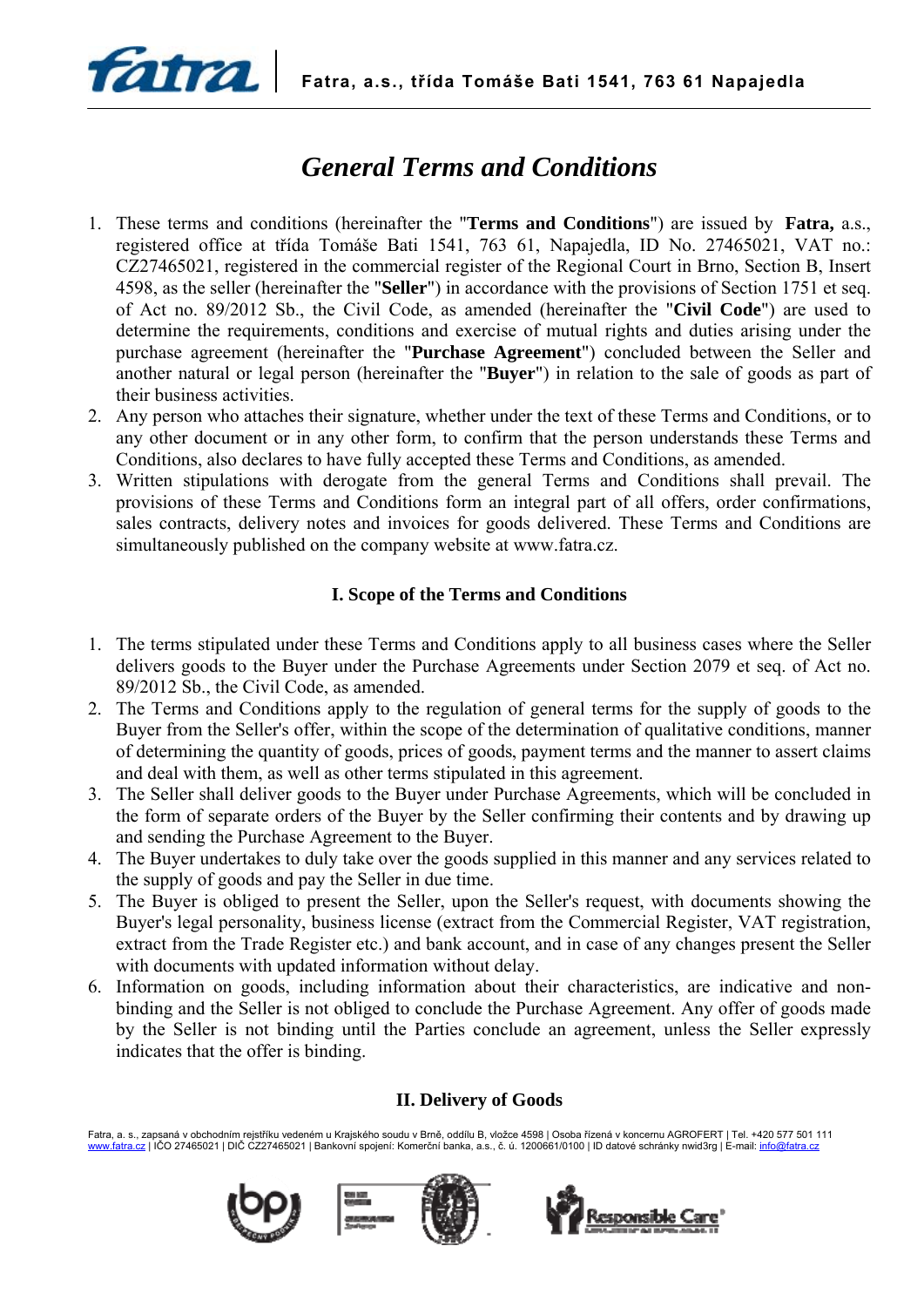# General Terms and Conditions

1. These terms and conditions (hereinafter the "**Terms and Conditions**") are issued by **Fatra,** a.s., registered office at třída Tomáše Bati 1541, 763 61, Napajedla, ID No. 27465021, VAT no.: CZ27465021, registered in the commercial register of the Regional Court in Brno, Section B, Insert 4598, as the seller (hereinafter the "**Seller**") in accordance with the provisions of Section 1751 et seq. of Act no. 89/2012 Sb., the Civil Code, as amended (hereinafter the "**Civil Code**") are used to determine the requirements, conditions and exercise of mutual rights and duties arising under the purchase agreement (hereinafter the "**Purchase Agreement**") concluded between the Seller and another natural or legal person (hereinafter the "**Buyer**") in relation to the sale of goods as part of their business activities.
2. Any person who attaches their signature, whether under the text of these Terms and Conditions, or to any other document or in any other form, to confirm that the person understands these Terms and Conditions, also declares to have fully accepted these Terms and Conditions, as amended.
3. Written stipulations with derogate from the general Terms and Conditions shall prevail. The provisions of these Terms and Conditions form an integral part of all offers, order confirmations, sales contracts, delivery notes and invoices for goods delivered. These Terms and Conditions are simultaneously published on the company website at www.fatra.cz.

## I. Scope of the Terms and Conditions

1. The terms stipulated under these Terms and Conditions apply to all business cases where the Seller delivers goods to the Buyer under the Purchase Agreements under Section 2079 et seq. of Act no. 89/2012 Sb., the Civil Code, as amended.
2. The Terms and Conditions apply to the regulation of general terms for the supply of goods to the Buyer from the Seller's offer, within the scope of the determination of qualitative conditions, manner of determining the quantity of goods, prices of goods, payment terms and the manner to assert claims and deal with them, as well as other terms stipulated in this agreement.
3. The Seller shall deliver goods to the Buyer under Purchase Agreements, which will be concluded in the form of separate orders of the Buyer by the Seller confirming their contents and by drawing up and sending the Purchase Agreement to the Buyer.
4. The Buyer undertakes to duly take over the goods supplied in this manner and any services related to the supply of goods and pay the Seller in due time.
5. The Buyer is obliged to present the Seller, upon the Seller's request, with documents showing the Buyer's legal personality, business license (extract from the Commercial Register, VAT registration, extract from the Trade Register etc.) and bank account, and in case of any changes present the Seller with documents with updated information without delay.
6. Information on goods, including information about their characteristics, are indicative and non-binding and the Seller is not obliged to conclude the Purchase Agreement. Any offer of goods made by the Seller is not binding until the Parties conclude an agreement, unless the Seller expressly indicates that the offer is binding.

## II. Delivery of Goods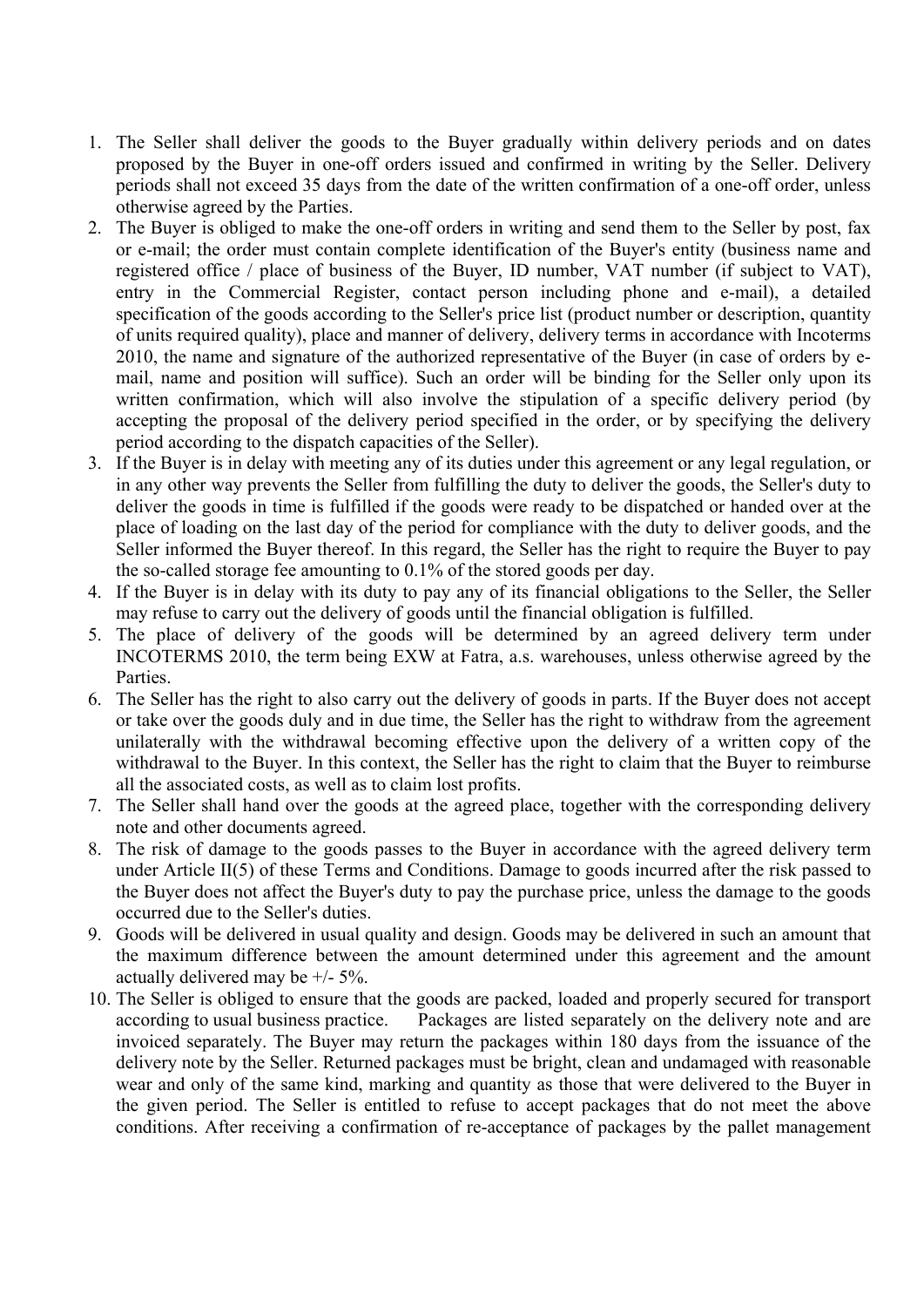1. The Seller shall deliver the goods to the Buyer gradually within delivery periods and on dates proposed by the Buyer in one-off orders issued and confirmed in writing by the Seller. Delivery periods shall not exceed 35 days from the date of the written confirmation of a one-off order, unless otherwise agreed by the Parties.
2. The Buyer is obliged to make the one-off orders in writing and send them to the Seller by post, fax or e-mail; the order must contain complete identification of the Buyer's entity (business name and registered office / place of business of the Buyer, ID number, VAT number (if subject to VAT), entry in the Commercial Register, contact person including phone and e-mail), a detailed specification of the goods according to the Seller's price list (product number or description, quantity of units required quality), place and manner of delivery, delivery terms in accordance with Incoterms 2010, the name and signature of the authorized representative of the Buyer (in case of orders by e-mail, name and position will suffice). Such an order will be binding for the Seller only upon its written confirmation, which will also involve the stipulation of a specific delivery period (by accepting the proposal of the delivery period specified in the order, or by specifying the delivery period according to the dispatch capacities of the Seller).
3. If the Buyer is in delay with meeting any of its duties under this agreement or any legal regulation, or in any other way prevents the Seller from fulfilling the duty to deliver the goods, the Seller's duty to deliver the goods in time is fulfilled if the goods were ready to be dispatched or handed over at the place of loading on the last day of the period for compliance with the duty to deliver goods, and the Seller informed the Buyer thereof. In this regard, the Seller has the right to require the Buyer to pay the so-called storage fee amounting to 0.1% of the stored goods per day.
4. If the Buyer is in delay with its duty to pay any of its financial obligations to the Seller, the Seller may refuse to carry out the delivery of goods until the financial obligation is fulfilled.
5. The place of delivery of the goods will be determined by an agreed delivery term under INCOTERMS 2010, the term being EXW at Fatra, a.s. warehouses, unless otherwise agreed by the Parties.
6. The Seller has the right to also carry out the delivery of goods in parts. If the Buyer does not accept or take over the goods duly and in due time, the Seller has the right to withdraw from the agreement unilaterally with the withdrawal becoming effective upon the delivery of a written copy of the withdrawal to the Buyer. In this context, the Seller has the right to claim that the Buyer to reimburse all the associated costs, as well as to claim lost profits.
7. The Seller shall hand over the goods at the agreed place, together with the corresponding delivery note and other documents agreed.
8. The risk of damage to the goods passes to the Buyer in accordance with the agreed delivery term under Article II(5) of these Terms and Conditions. Damage to goods incurred after the risk passed to the Buyer does not affect the Buyer's duty to pay the purchase price, unless the damage to the goods occurred due to the Seller's duties.
9. Goods will be delivered in usual quality and design. Goods may be delivered in such an amount that the maximum difference between the amount determined under this agreement and the amount actually delivered may be +/- 5%.
10. The Seller is obliged to ensure that the goods are packed, loaded and properly secured for transport according to usual business practice. Packages are listed separately on the delivery note and are invoiced separately. The Buyer may return the packages within 180 days from the issuance of the delivery note by the Seller. Returned packages must be bright, clean and undamaged with reasonable wear and only of the same kind, marking and quantity as those that were delivered to the Buyer in the given period. The Seller is entitled to refuse to accept packages that do not meet the above conditions. After receiving a confirmation of re-acceptance of packages by the pallet management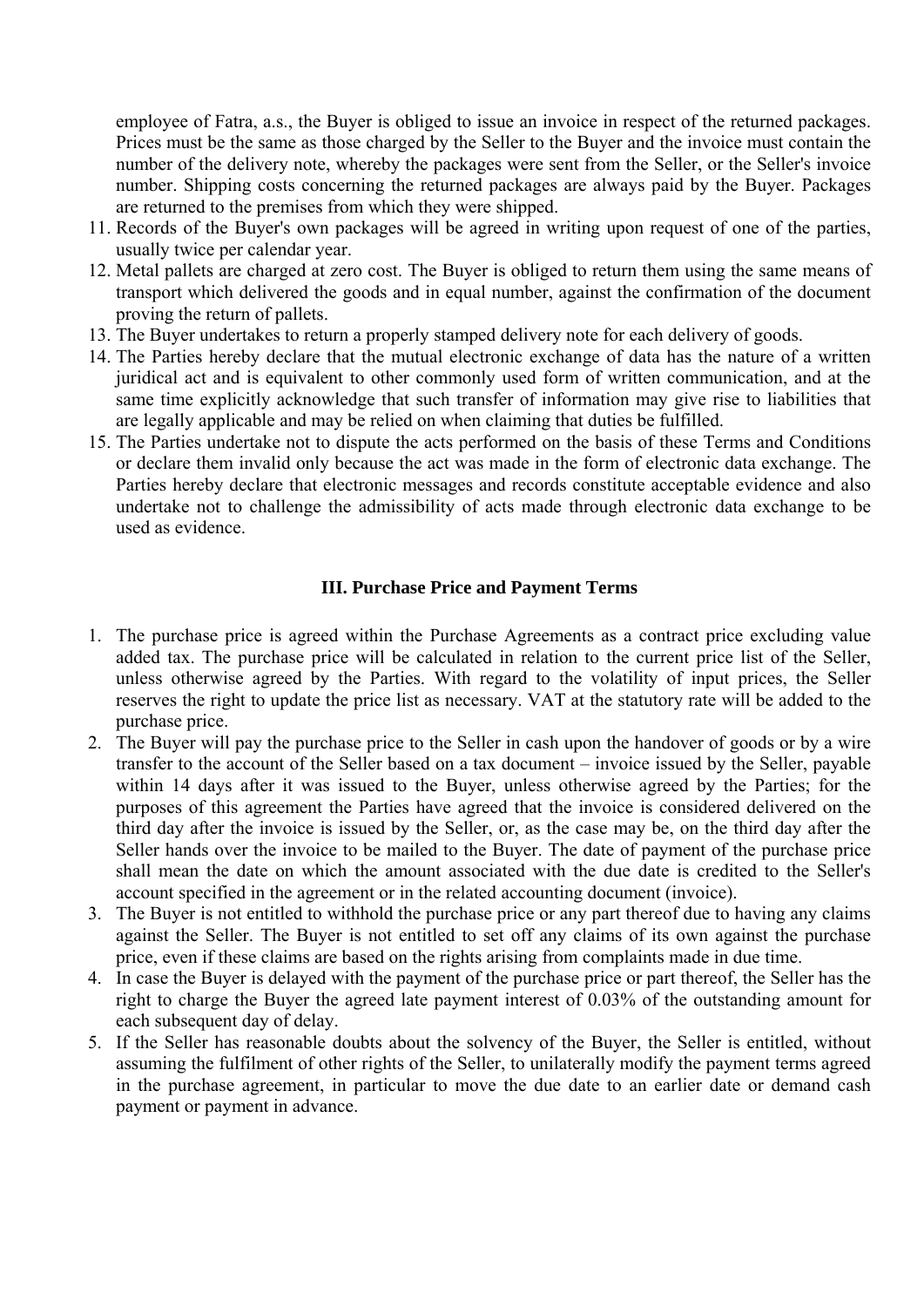employee of Fatra, a.s., the Buyer is obliged to issue an invoice in respect of the returned packages. Prices must be the same as those charged by the Seller to the Buyer and the invoice must contain the number of the delivery note, whereby the packages were sent from the Seller, or the Seller's invoice number. Shipping costs concerning the returned packages are always paid by the Buyer. Packages are returned to the premises from which they were shipped.

11. Records of the Buyer's own packages will be agreed in writing upon request of one of the parties, usually twice per calendar year.
12. Metal pallets are charged at zero cost. The Buyer is obliged to return them using the same means of transport which delivered the goods and in equal number, against the confirmation of the document proving the return of pallets.
13. The Buyer undertakes to return a properly stamped delivery note for each delivery of goods.
14. The Parties hereby declare that the mutual electronic exchange of data has the nature of a written juridical act and is equivalent to other commonly used form of written communication, and at the same time explicitly acknowledge that such transfer of information may give rise to liabilities that are legally applicable and may be relied on when claiming that duties be fulfilled.
15. The Parties undertake not to dispute the acts performed on the basis of these Terms and Conditions or declare them invalid only because the act was made in the form of electronic data exchange. The Parties hereby declare that electronic messages and records constitute acceptable evidence and also undertake not to challenge the admissibility of acts made through electronic data exchange to be used as evidence.

## III. Purchase Price and Payment Terms

1. The purchase price is agreed within the Purchase Agreements as a contract price excluding value added tax. The purchase price will be calculated in relation to the current price list of the Seller, unless otherwise agreed by the Parties. With regard to the volatility of input prices, the Seller reserves the right to update the price list as necessary. VAT at the statutory rate will be added to the purchase price.
2. The Buyer will pay the purchase price to the Seller in cash upon the handover of goods or by a wire transfer to the account of the Seller based on a tax document – invoice issued by the Seller, payable within 14 days after it was issued to the Buyer, unless otherwise agreed by the Parties; for the purposes of this agreement the Parties have agreed that the invoice is considered delivered on the third day after the invoice is issued by the Seller, or, as the case may be, on the third day after the Seller hands over the invoice to be mailed to the Buyer. The date of payment of the purchase price shall mean the date on which the amount associated with the due date is credited to the Seller's account specified in the agreement or in the related accounting document (invoice).
3. The Buyer is not entitled to withhold the purchase price or any part thereof due to having any claims against the Seller. The Buyer is not entitled to set off any claims of its own against the purchase price, even if these claims are based on the rights arising from complaints made in due time.
4. In case the Buyer is delayed with the payment of the purchase price or part thereof, the Seller has the right to charge the Buyer the agreed late payment interest of 0.03% of the outstanding amount for each subsequent day of delay.
5. If the Seller has reasonable doubts about the solvency of the Buyer, the Seller is entitled, without assuming the fulfilment of other rights of the Seller, to unilaterally modify the payment terms agreed in the purchase agreement, in particular to move the due date to an earlier date or demand cash payment or payment in advance.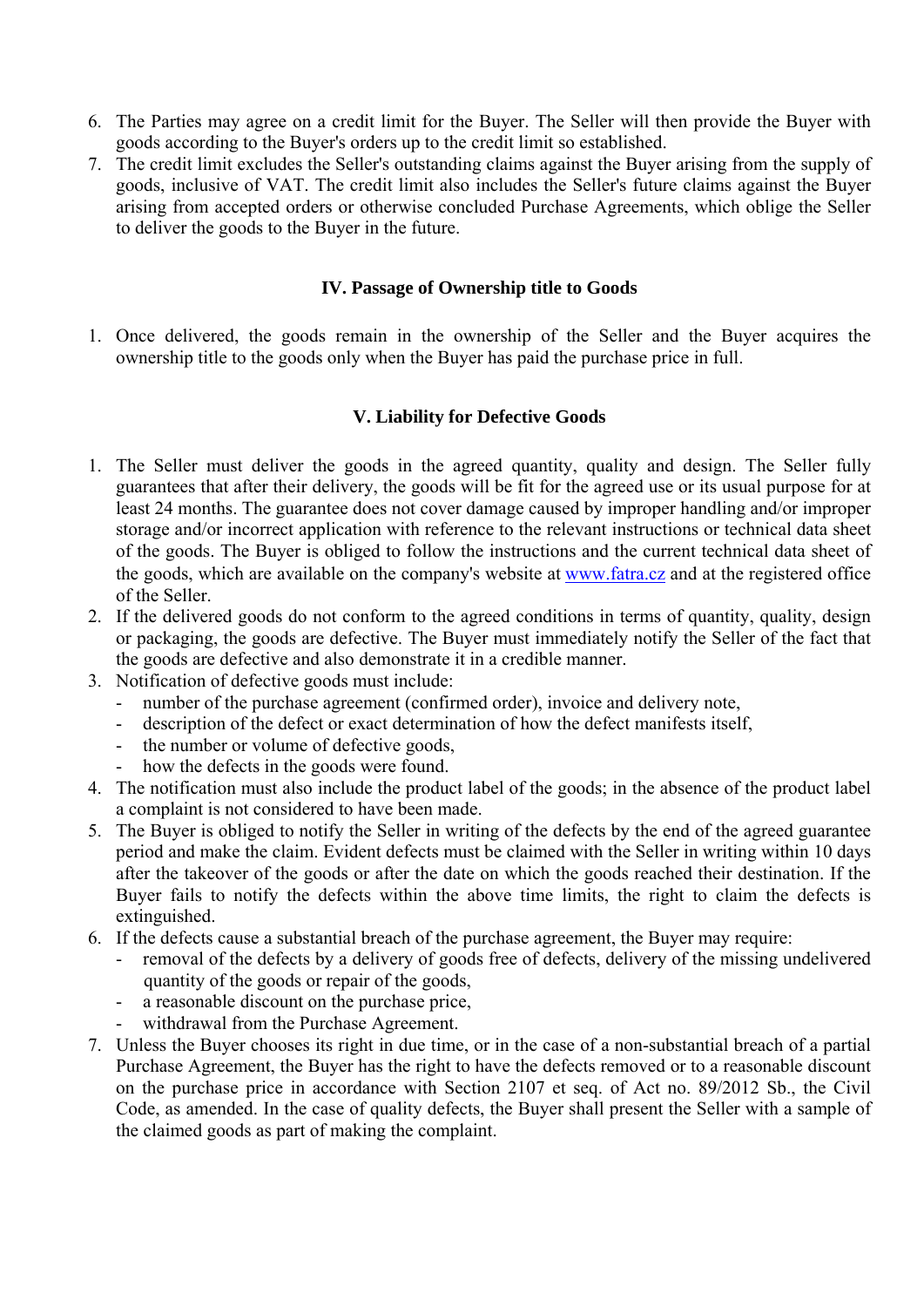6. The Parties may agree on a credit limit for the Buyer. The Seller will then provide the Buyer with goods according to the Buyer's orders up to the credit limit so established.
7. The credit limit excludes the Seller's outstanding claims against the Buyer arising from the supply of goods, inclusive of VAT. The credit limit also includes the Seller's future claims against the Buyer arising from accepted orders or otherwise concluded Purchase Agreements, which oblige the Seller to deliver the goods to the Buyer in the future.

## IV. Passage of Ownership title to Goods

1. Once delivered, the goods remain in the ownership of the Seller and the Buyer acquires the ownership title to the goods only when the Buyer has paid the purchase price in full.

## V. Liability for Defective Goods

1. The Seller must deliver the goods in the agreed quantity, quality and design. The Seller fully guarantees that after their delivery, the goods will be fit for the agreed use or its usual purpose for at least 24 months. The guarantee does not cover damage caused by improper handling and/or improper storage and/or incorrect application with reference to the relevant instructions or technical data sheet of the goods. The Buyer is obliged to follow the instructions and the current technical data sheet of the goods, which are available on the company's website at [www.fatra.cz](http://www.fatra.cz) and at the registered office of the Seller.
2. If the delivered goods do not conform to the agreed conditions in terms of quantity, quality, design or packaging, the goods are defective. The Buyer must immediately notify the Seller of the fact that the goods are defective and also demonstrate it in a credible manner.
3. Notification of defective goods must include:
   - number of the purchase agreement (confirmed order), invoice and delivery note,
   - description of the defect or exact determination of how the defect manifests itself,
   - the number or volume of defective goods,
   - how the defects in the goods were found.
4. The notification must also include the product label of the goods; in the absence of the product label a complaint is not considered to have been made.
5. The Buyer is obliged to notify the Seller in writing of the defects by the end of the agreed guarantee period and make the claim. Evident defects must be claimed with the Seller in writing within 10 days after the takeover of the goods or after the date on which the goods reached their destination. If the Buyer fails to notify the defects within the above time limits, the right to claim the defects is extinguished.
6. If the defects cause a substantial breach of the purchase agreement, the Buyer may require:
   - removal of the defects by a delivery of goods free of defects, delivery of the missing undelivered quantity of the goods or repair of the goods,
   - a reasonable discount on the purchase price,
   - withdrawal from the Purchase Agreement.
7. Unless the Buyer chooses its right in due time, or in the case of a non-substantial breach of a partial Purchase Agreement, the Buyer has the right to have the defects removed or to a reasonable discount on the purchase price in accordance with Section 2107 et seq. of Act no. 89/2012 Sb., the Civil Code, as amended. In the case of quality defects, the Buyer shall present the Seller with a sample of the claimed goods as part of making the complaint.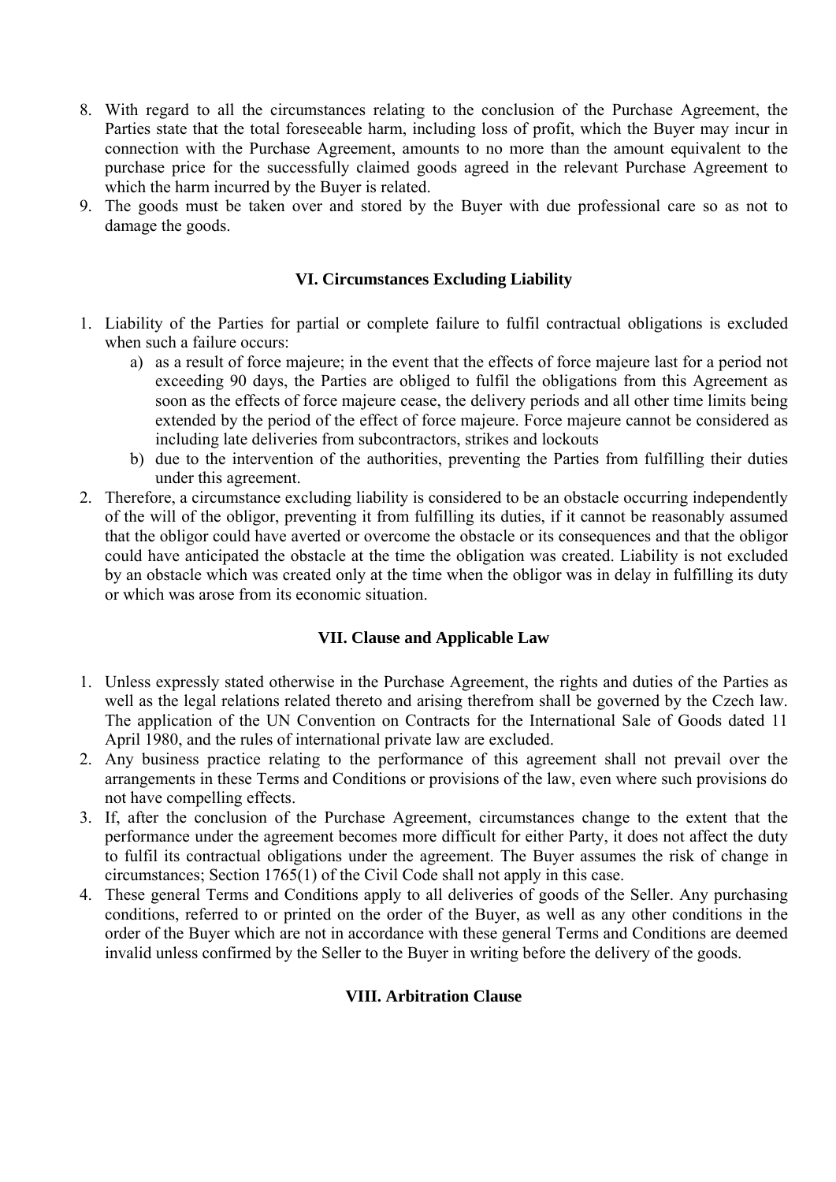8. With regard to all the circumstances relating to the conclusion of the Purchase Agreement, the Parties state that the total foreseeable harm, including loss of profit, which the Buyer may incur in connection with the Purchase Agreement, amounts to no more than the amount equivalent to the purchase price for the successfully claimed goods agreed in the relevant Purchase Agreement to which the harm incurred by the Buyer is related.
9. The goods must be taken over and stored by the Buyer with due professional care so as not to damage the goods.

### VI. Circumstances Excluding Liability

1. Liability of the Parties for partial or complete failure to fulfil contractual obligations is excluded when such a failure occurs:
   a) as a result of force majeure; in the event that the effects of force majeure last for a period not exceeding 90 days, the Parties are obliged to fulfil the obligations from this Agreement as soon as the effects of force majeure cease, the delivery periods and all other time limits being extended by the period of the effect of force majeure. Force majeure cannot be considered as including late deliveries from subcontractors, strikes and lockouts
   b) due to the intervention of the authorities, preventing the Parties from fulfilling their duties under this agreement.
2. Therefore, a circumstance excluding liability is considered to be an obstacle occurring independently of the will of the obligor, preventing it from fulfilling its duties, if it cannot be reasonably assumed that the obligor could have averted or overcome the obstacle or its consequences and that the obligor could have anticipated the obstacle at the time the obligation was created. Liability is not excluded by an obstacle which was created only at the time when the obligor was in delay in fulfilling its duty or which was arose from its economic situation.

### VII. Clause and Applicable Law

1. Unless expressly stated otherwise in the Purchase Agreement, the rights and duties of the Parties as well as the legal relations related thereto and arising therefrom shall be governed by the Czech law. The application of the UN Convention on Contracts for the International Sale of Goods dated 11 April 1980, and the rules of international private law are excluded.
2. Any business practice relating to the performance of this agreement shall not prevail over the arrangements in these Terms and Conditions or provisions of the law, even where such provisions do not have compelling effects.
3. If, after the conclusion of the Purchase Agreement, circumstances change to the extent that the performance under the agreement becomes more difficult for either Party, it does not affect the duty to fulfil its contractual obligations under the agreement. The Buyer assumes the risk of change in circumstances; Section 1765(1) of the Civil Code shall not apply in this case.
4. These general Terms and Conditions apply to all deliveries of goods of the Seller. Any purchasing conditions, referred to or printed on the order of the Buyer, as well as any other conditions in the order of the Buyer which are not in accordance with these general Terms and Conditions are deemed invalid unless confirmed by the Seller to the Buyer in writing before the delivery of the goods.

### VIII. Arbitration Clause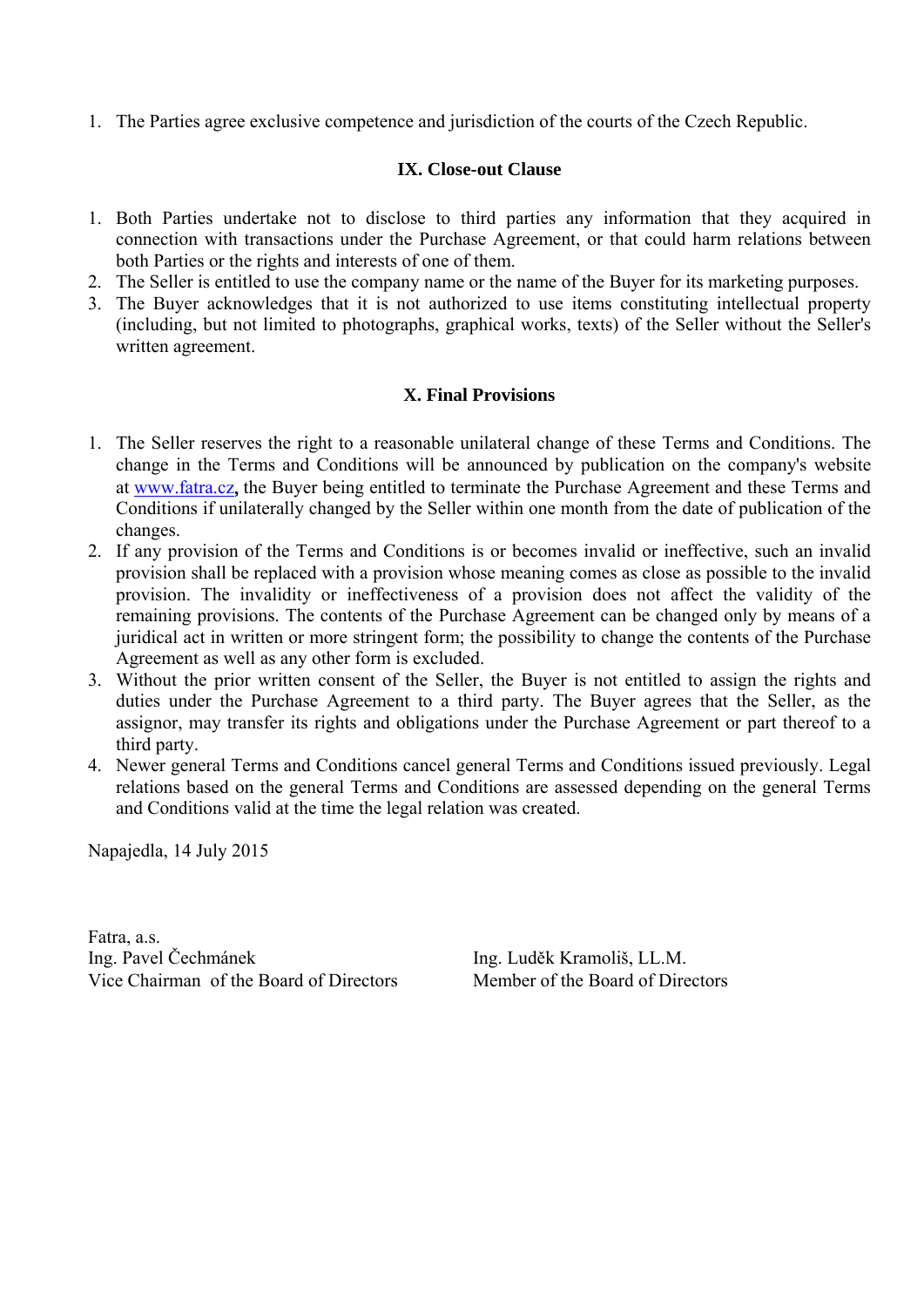1. The Parties agree exclusive competence and jurisdiction of the courts of the Czech Republic.

## IX. Close-out Clause

1. Both Parties undertake not to disclose to third parties any information that they acquired in connection with transactions under the Purchase Agreement, or that could harm relations between both Parties or the rights and interests of one of them.
2. The Seller is entitled to use the company name or the name of the Buyer for its marketing purposes.
3. The Buyer acknowledges that it is not authorized to use items constituting intellectual property (including, but not limited to photographs, graphical works, texts) of the Seller without the Seller's written agreement.

## X. Final Provisions

1. The Seller reserves the right to a reasonable unilateral change of these Terms and Conditions. The change in the Terms and Conditions will be announced by publication on the company's website at www.fatra.cz**,** the Buyer being entitled to terminate the Purchase Agreement and these Terms and Conditions if unilaterally changed by the Seller within one month from the date of publication of the changes.
2. If any provision of the Terms and Conditions is or becomes invalid or ineffective, such an invalid provision shall be replaced with a provision whose meaning comes as close as possible to the invalid provision. The invalidity or ineffectiveness of a provision does not affect the validity of the remaining provisions. The contents of the Purchase Agreement can be changed only by means of a juridical act in written or more stringent form; the possibility to change the contents of the Purchase Agreement as well as any other form is excluded.
3. Without the prior written consent of the Seller, the Buyer is not entitled to assign the rights and duties under the Purchase Agreement to a third party. The Buyer agrees that the Seller, as the assignor, may transfer its rights and obligations under the Purchase Agreement or part thereof to a third party.
4. Newer general Terms and Conditions cancel general Terms and Conditions issued previously. Legal relations based on the general Terms and Conditions are assessed depending on the general Terms and Conditions valid at the time the legal relation was created.

Napajedla, 14 July 2015

Fatra, a.s.

Ing. Pavel Čechmánek
Vice Chairman of the Board of Directors

Ing. Luděk Kramoliš, LL.M.
Member of the Board of Directors